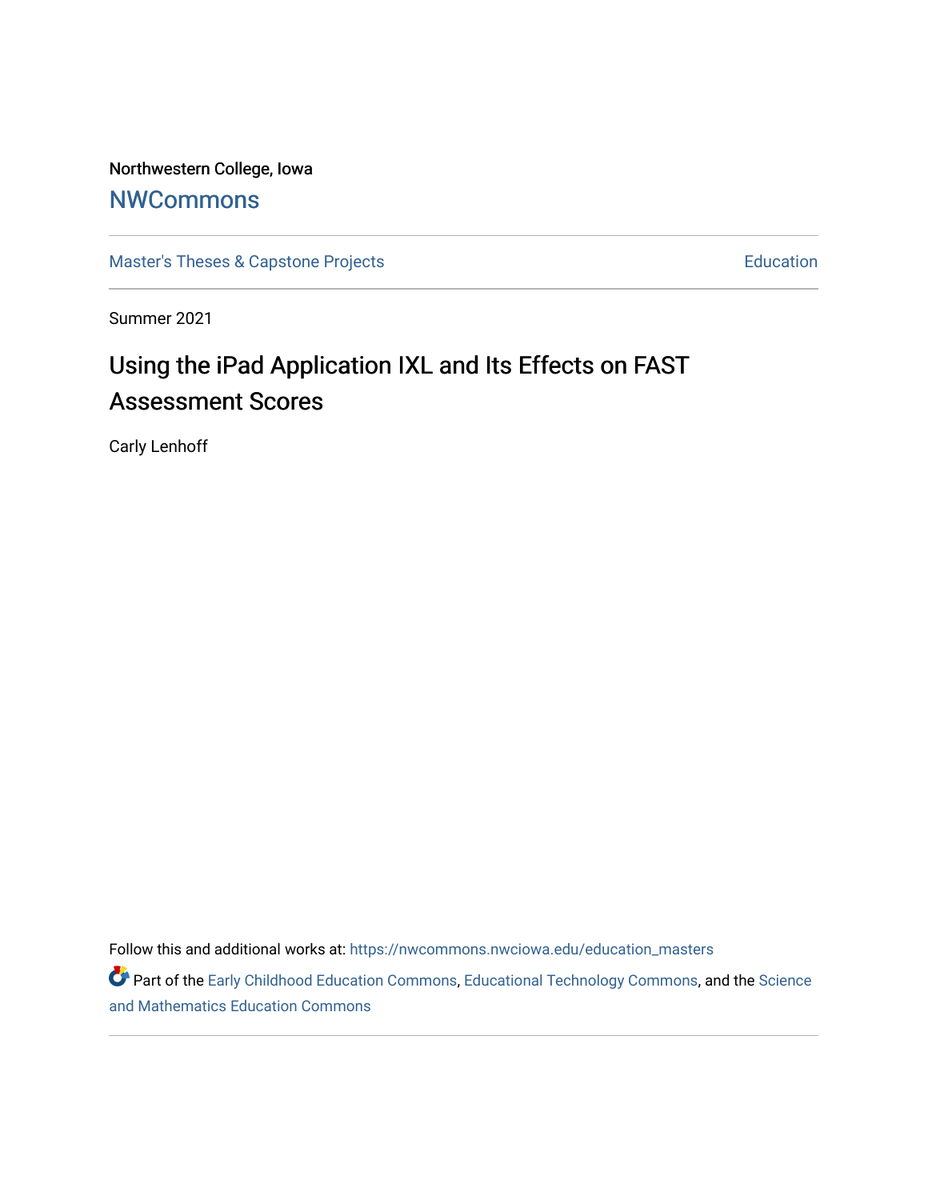Northwestern College, Iowa

**NWCommons**

Master's Theses & Capstone Projects | Education

Summer 2021

# Using the iPad Application IXL and Its Effects on FAST Assessment Scores

Carly Lenhoff

Follow this and additional works at: https://nwcommons.nwciowa.edu/education_masters

Part of the Early Childhood Education Commons, Educational Technology Commons, and the Science and Mathematics Education Commons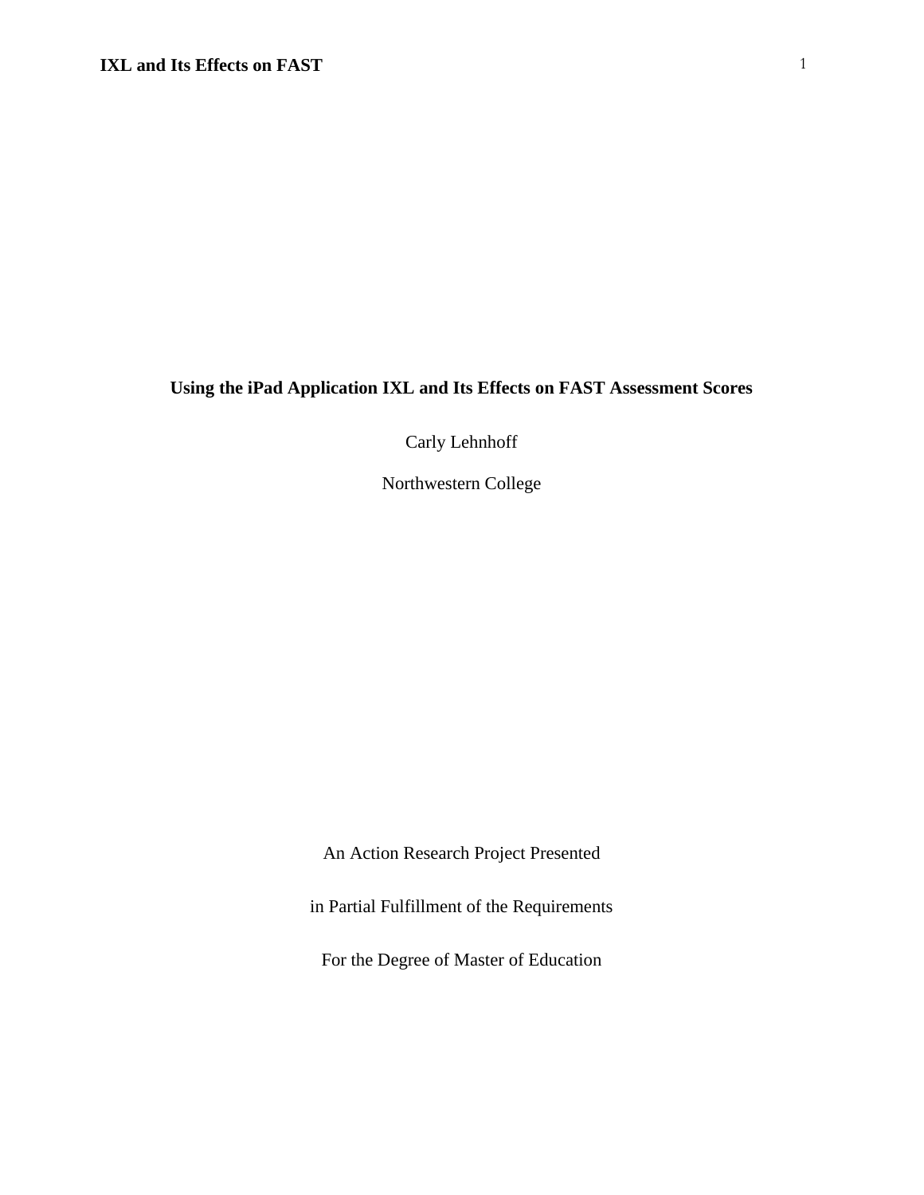**Using the iPad Application IXL and Its Effects on FAST Assessment Scores**

Carly Lehnhoff

Northwestern College

An Action Research Project Presented

in Partial Fulfillment of the Requirements

For the Degree of Master of Education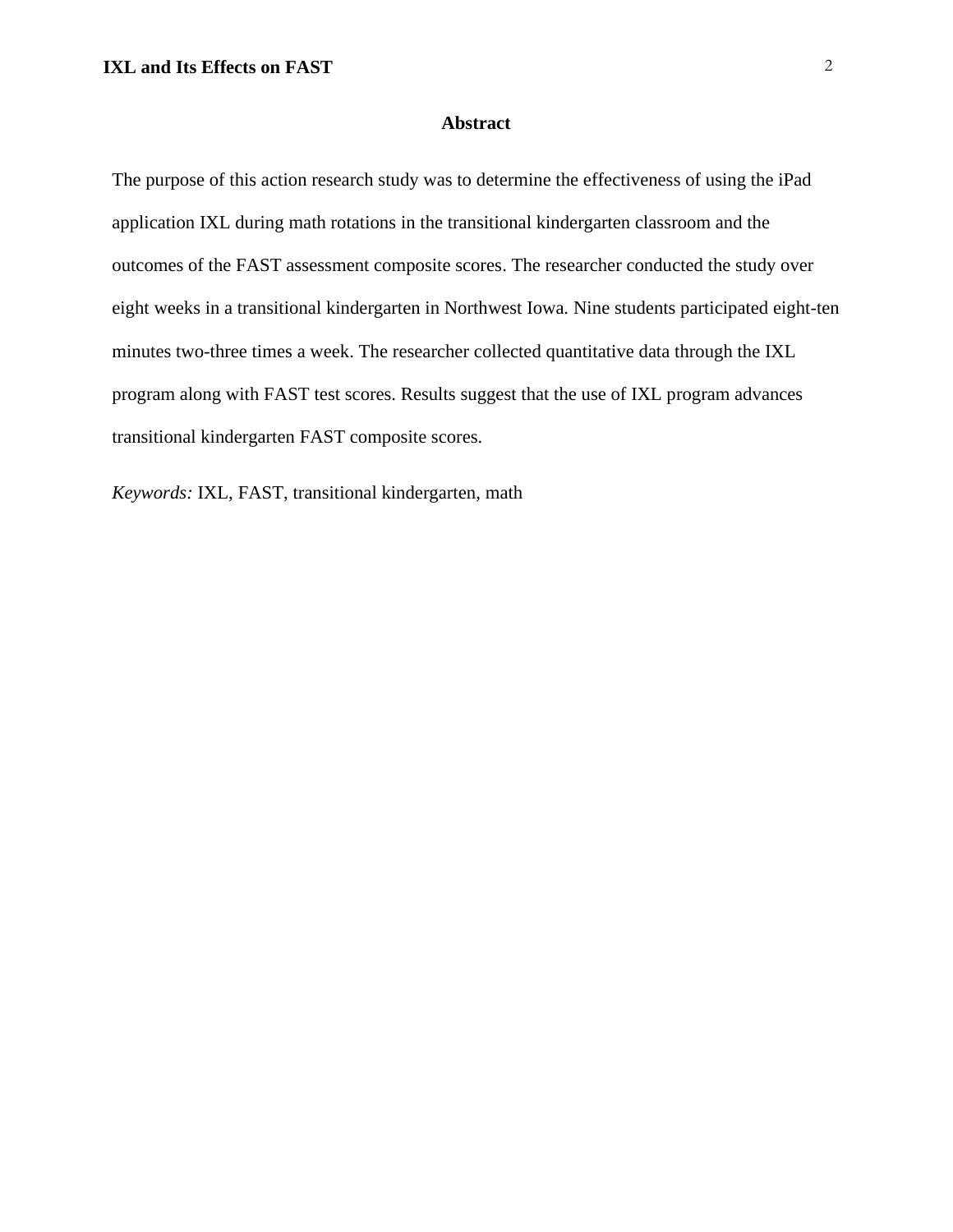## Abstract

The purpose of this action research study was to determine the effectiveness of using the iPad application IXL during math rotations in the transitional kindergarten classroom and the outcomes of the FAST assessment composite scores. The researcher conducted the study over eight weeks in a transitional kindergarten in Northwest Iowa. Nine students participated eight-ten minutes two-three times a week. The researcher collected quantitative data through the IXL program along with FAST test scores. Results suggest that the use of IXL program advances transitional kindergarten FAST composite scores.

*Keywords:* IXL, FAST, transitional kindergarten, math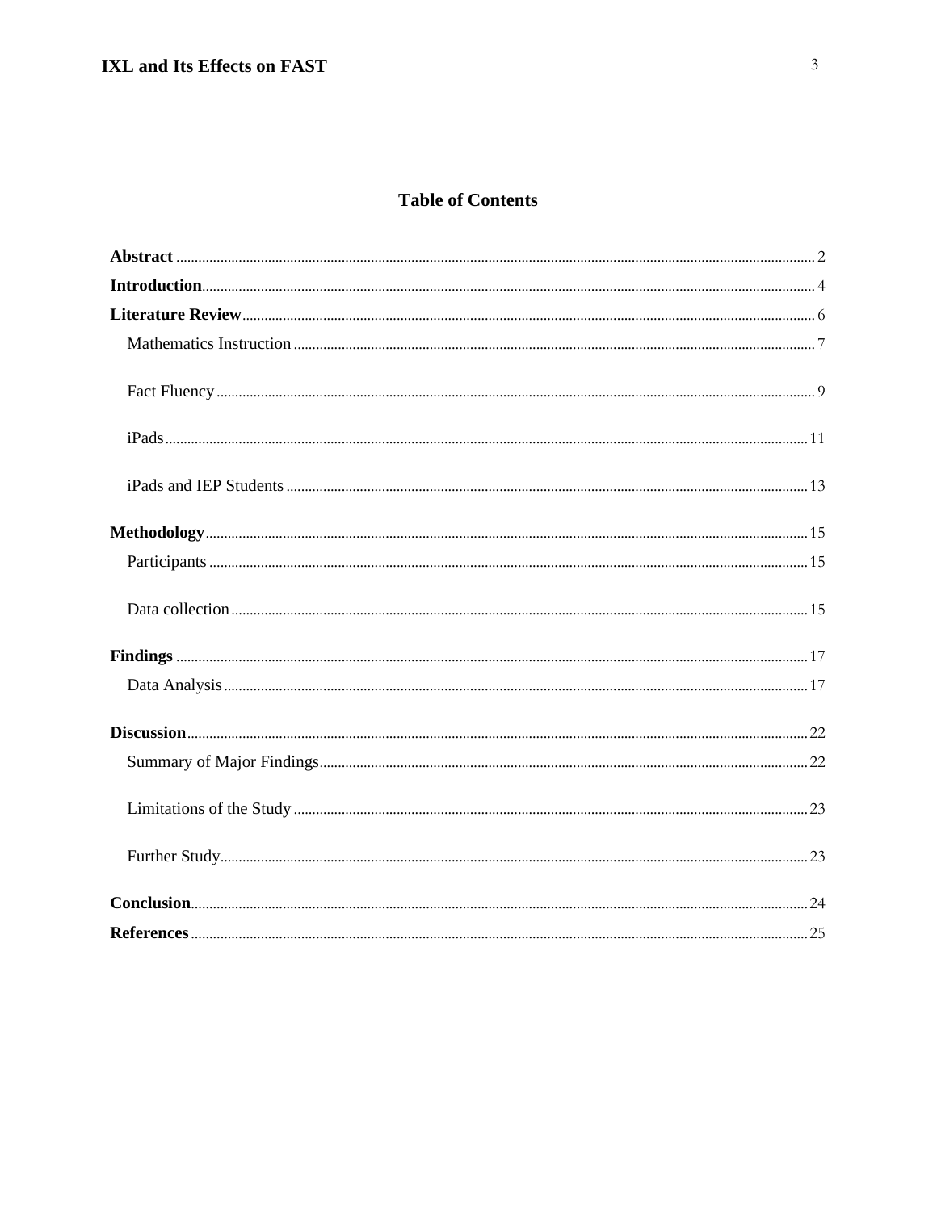# Table of Contents

**Abstract** ........................................................................................................................................ 2

**Introduction** .................................................................................................................................. 4

**Literature Review** .......................................................................................................................... 6

Mathematics Instruction ............................................................................................................ 7

Fact Fluency ................................................................................................................................ 9

iPads .......................................................................................................................................... 11

iPads and IEP Students ............................................................................................................ 13

**Methodology** ................................................................................................................................. 15

Participants ................................................................................................................................ 15

Data collection .......................................................................................................................... 15

**Findings** ......................................................................................................................................... 17

Data Analysis ............................................................................................................................ 17

**Discussion** ...................................................................................................................................... 22

Summary of Major Findings ..................................................................................................... 22

Limitations of the Study ........................................................................................................... 23

Further Study ............................................................................................................................. 23

**Conclusion** ..................................................................................................................................... 24

**References** ..................................................................................................................................... 25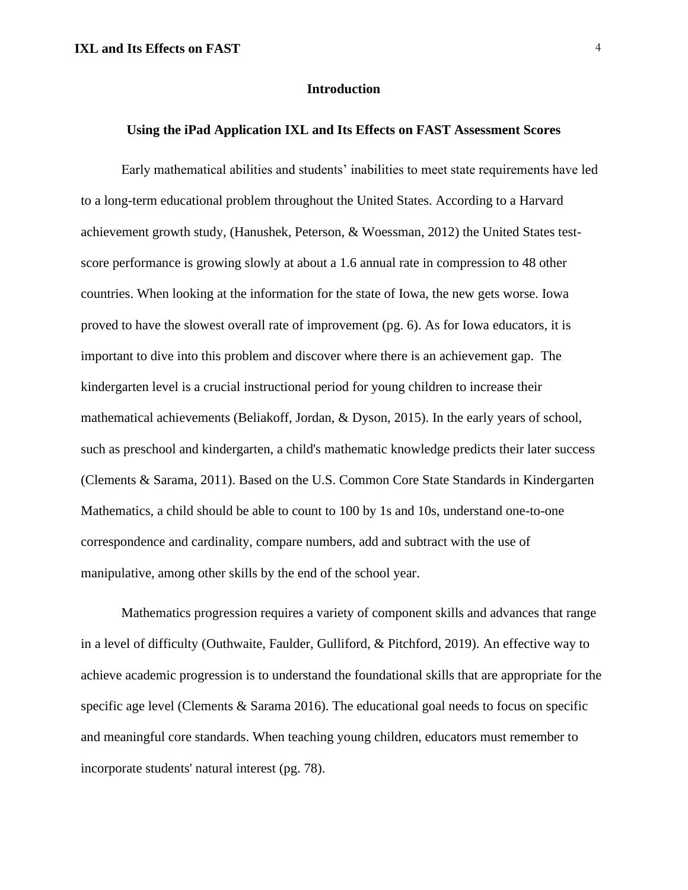## Introduction

### Using the iPad Application IXL and Its Effects on FAST Assessment Scores

Early mathematical abilities and students' inabilities to meet state requirements have led to a long-term educational problem throughout the United States. According to a Harvard achievement growth study, (Hanushek, Peterson, & Woessman, 2012) the United States test-score performance is growing slowly at about a 1.6 annual rate in compression to 48 other countries. When looking at the information for the state of Iowa, the new gets worse. Iowa proved to have the slowest overall rate of improvement (pg. 6). As for Iowa educators, it is important to dive into this problem and discover where there is an achievement gap. The kindergarten level is a crucial instructional period for young children to increase their mathematical achievements (Beliakoff, Jordan, & Dyson, 2015). In the early years of school, such as preschool and kindergarten, a child's mathematic knowledge predicts their later success (Clements & Sarama, 2011). Based on the U.S. Common Core State Standards in Kindergarten Mathematics, a child should be able to count to 100 by 1s and 10s, understand one-to-one correspondence and cardinality, compare numbers, add and subtract with the use of manipulative, among other skills by the end of the school year.

Mathematics progression requires a variety of component skills and advances that range in a level of difficulty (Outhwaite, Faulder, Gulliford, & Pitchford, 2019). An effective way to achieve academic progression is to understand the foundational skills that are appropriate for the specific age level (Clements & Sarama 2016). The educational goal needs to focus on specific and meaningful core standards. When teaching young children, educators must remember to incorporate students' natural interest (pg. 78).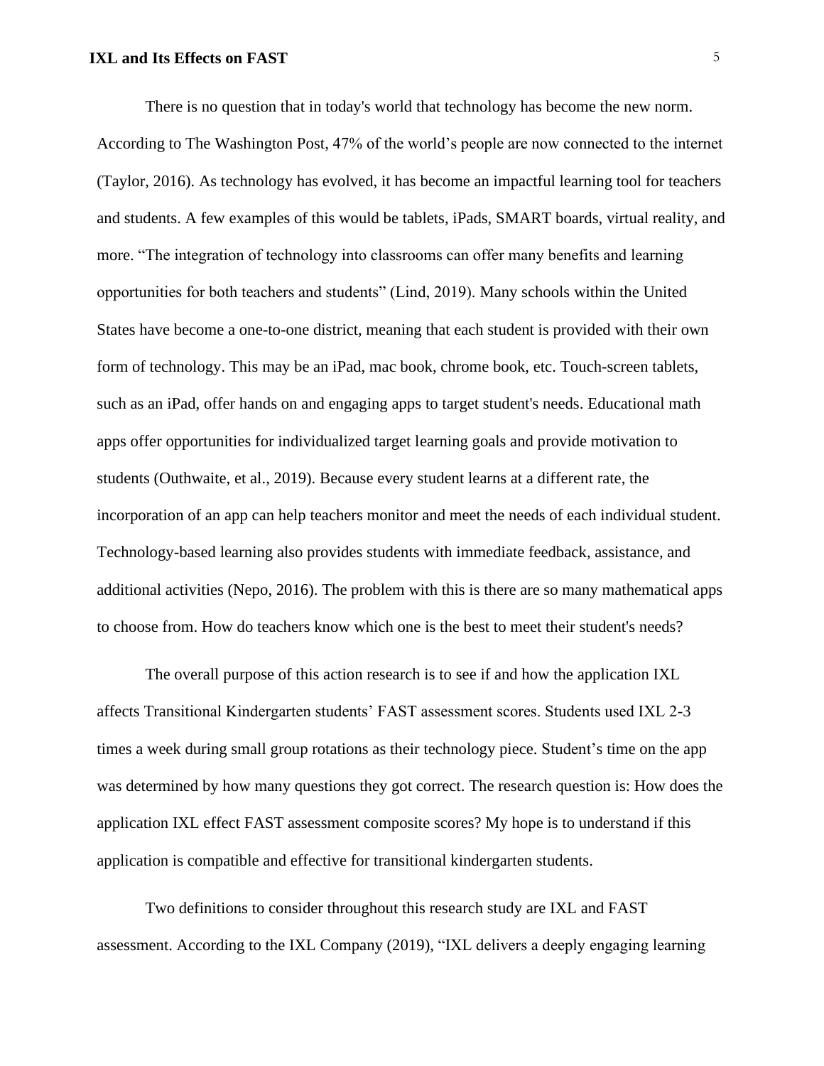There is no question that in today's world that technology has become the new norm. According to The Washington Post, 47% of the world's people are now connected to the internet (Taylor, 2016). As technology has evolved, it has become an impactful learning tool for teachers and students. A few examples of this would be tablets, iPads, SMART boards, virtual reality, and more. "The integration of technology into classrooms can offer many benefits and learning opportunities for both teachers and students" (Lind, 2019). Many schools within the United States have become a one-to-one district, meaning that each student is provided with their own form of technology. This may be an iPad, mac book, chrome book, etc. Touch-screen tablets, such as an iPad, offer hands on and engaging apps to target student's needs. Educational math apps offer opportunities for individualized target learning goals and provide motivation to students (Outhwaite, et al., 2019). Because every student learns at a different rate, the incorporation of an app can help teachers monitor and meet the needs of each individual student. Technology-based learning also provides students with immediate feedback, assistance, and additional activities (Nepo, 2016). The problem with this is there are so many mathematical apps to choose from. How do teachers know which one is the best to meet their student's needs?

The overall purpose of this action research is to see if and how the application IXL affects Transitional Kindergarten students' FAST assessment scores. Students used IXL 2-3 times a week during small group rotations as their technology piece. Student's time on the app was determined by how many questions they got correct. The research question is: How does the application IXL effect FAST assessment composite scores? My hope is to understand if this application is compatible and effective for transitional kindergarten students.

Two definitions to consider throughout this research study are IXL and FAST assessment. According to the IXL Company (2019), "IXL delivers a deeply engaging learning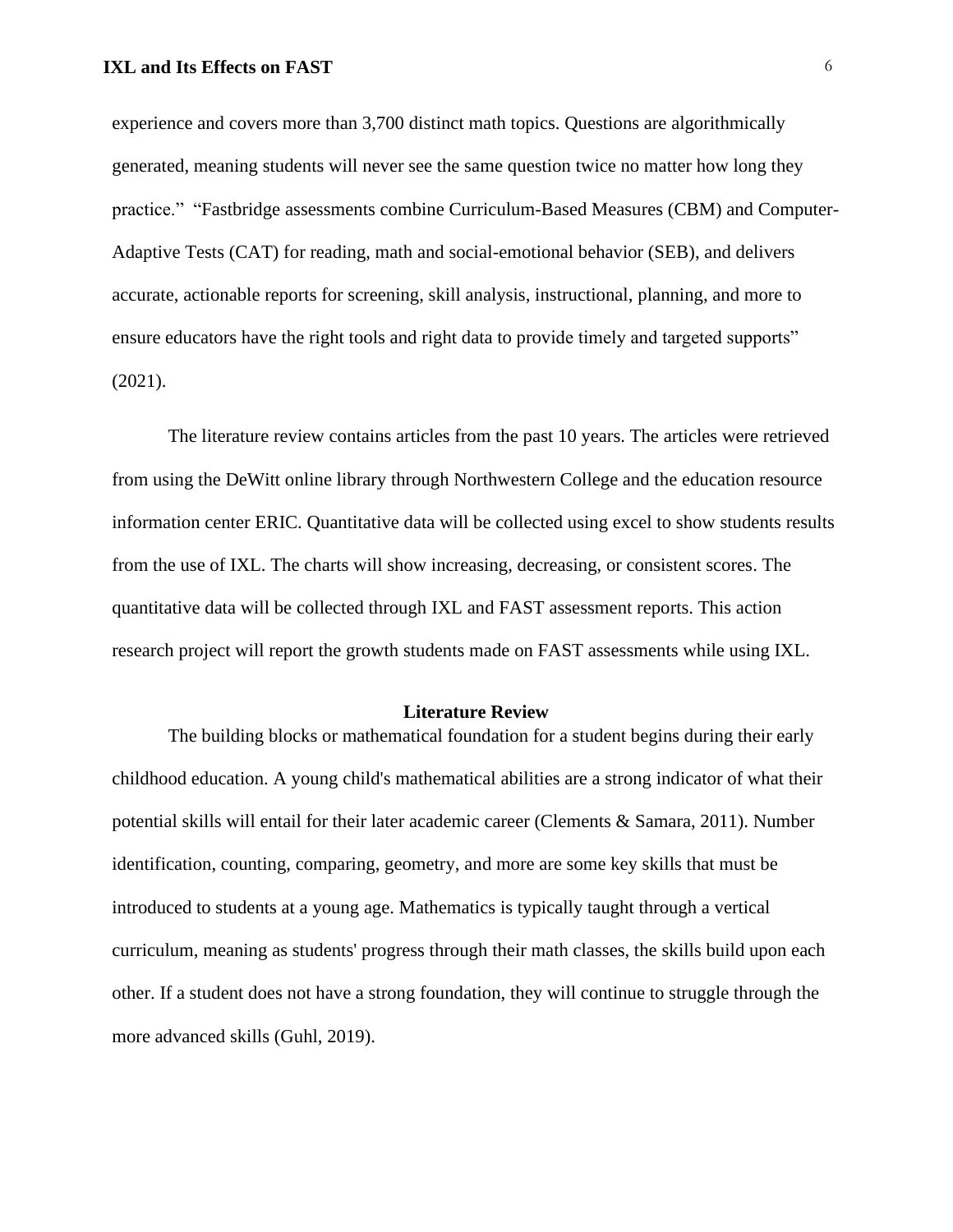experience and covers more than 3,700 distinct math topics. Questions are algorithmically generated, meaning students will never see the same question twice no matter how long they practice." "Fastbridge assessments combine Curriculum-Based Measures (CBM) and Computer-Adaptive Tests (CAT) for reading, math and social-emotional behavior (SEB), and delivers accurate, actionable reports for screening, skill analysis, instructional, planning, and more to ensure educators have the right tools and right data to provide timely and targeted supports" (2021).

The literature review contains articles from the past 10 years. The articles were retrieved from using the DeWitt online library through Northwestern College and the education resource information center ERIC. Quantitative data will be collected using excel to show students results from the use of IXL. The charts will show increasing, decreasing, or consistent scores. The quantitative data will be collected through IXL and FAST assessment reports. This action research project will report the growth students made on FAST assessments while using IXL.

## Literature Review

The building blocks or mathematical foundation for a student begins during their early childhood education. A young child's mathematical abilities are a strong indicator of what their potential skills will entail for their later academic career (Clements & Samara, 2011). Number identification, counting, comparing, geometry, and more are some key skills that must be introduced to students at a young age. Mathematics is typically taught through a vertical curriculum, meaning as students' progress through their math classes, the skills build upon each other. If a student does not have a strong foundation, they will continue to struggle through the more advanced skills (Guhl, 2019).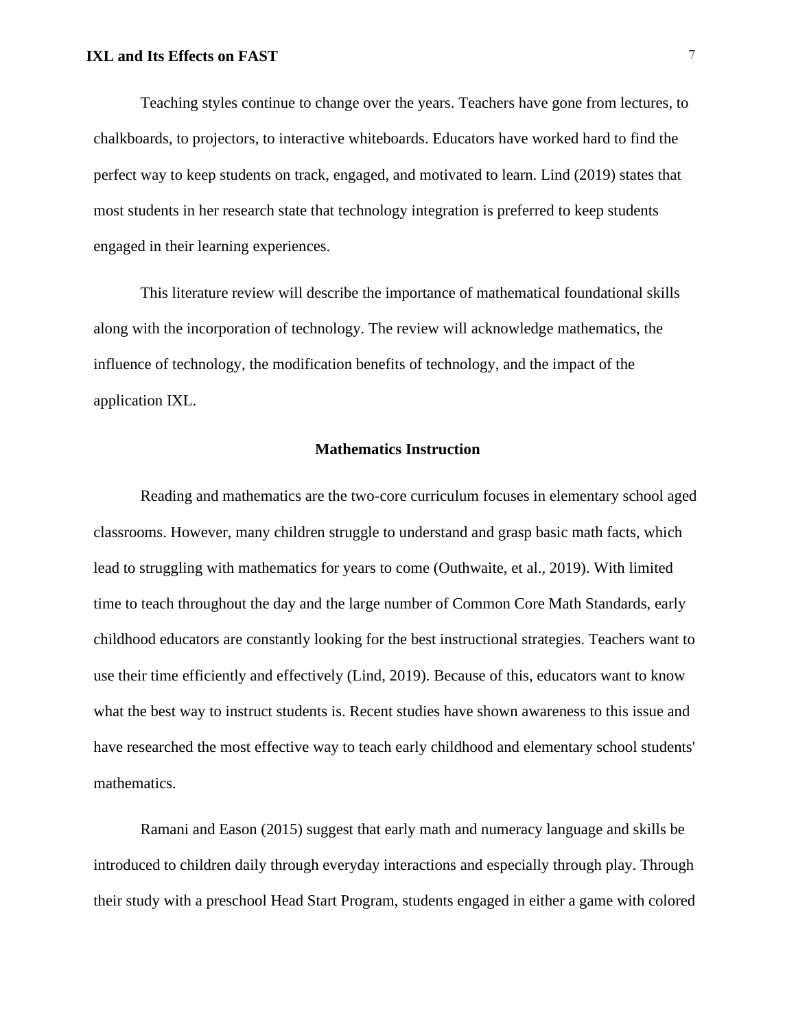Teaching styles continue to change over the years. Teachers have gone from lectures, to chalkboards, to projectors, to interactive whiteboards. Educators have worked hard to find the perfect way to keep students on track, engaged, and motivated to learn. Lind (2019) states that most students in her research state that technology integration is preferred to keep students engaged in their learning experiences.

This literature review will describe the importance of mathematical foundational skills along with the incorporation of technology. The review will acknowledge mathematics, the influence of technology, the modification benefits of technology, and the impact of the application IXL.

## Mathematics Instruction

Reading and mathematics are the two-core curriculum focuses in elementary school aged classrooms. However, many children struggle to understand and grasp basic math facts, which lead to struggling with mathematics for years to come (Outhwaite, et al., 2019). With limited time to teach throughout the day and the large number of Common Core Math Standards, early childhood educators are constantly looking for the best instructional strategies. Teachers want to use their time efficiently and effectively (Lind, 2019). Because of this, educators want to know what the best way to instruct students is. Recent studies have shown awareness to this issue and have researched the most effective way to teach early childhood and elementary school students' mathematics.

Ramani and Eason (2015) suggest that early math and numeracy language and skills be introduced to children daily through everyday interactions and especially through play. Through their study with a preschool Head Start Program, students engaged in either a game with colored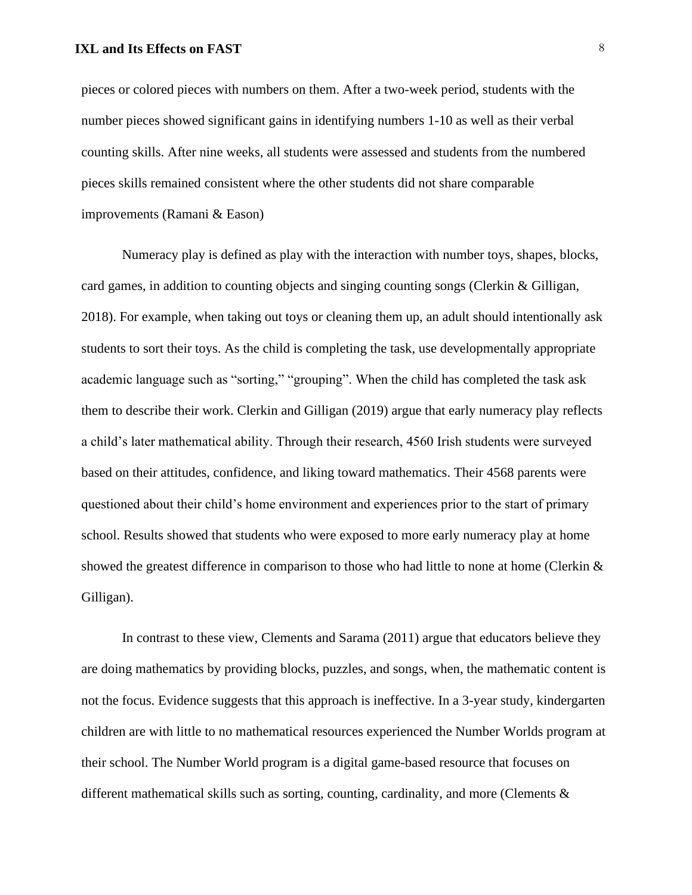pieces or colored pieces with numbers on them. After a two-week period, students with the number pieces showed significant gains in identifying numbers 1-10 as well as their verbal counting skills. After nine weeks, all students were assessed and students from the numbered pieces skills remained consistent where the other students did not share comparable improvements (Ramani & Eason)

Numeracy play is defined as play with the interaction with number toys, shapes, blocks, card games, in addition to counting objects and singing counting songs (Clerkin & Gilligan, 2018). For example, when taking out toys or cleaning them up, an adult should intentionally ask students to sort their toys. As the child is completing the task, use developmentally appropriate academic language such as "sorting," "grouping". When the child has completed the task ask them to describe their work. Clerkin and Gilligan (2019) argue that early numeracy play reflects a child's later mathematical ability. Through their research, 4560 Irish students were surveyed based on their attitudes, confidence, and liking toward mathematics. Their 4568 parents were questioned about their child's home environment and experiences prior to the start of primary school. Results showed that students who were exposed to more early numeracy play at home showed the greatest difference in comparison to those who had little to none at home (Clerkin & Gilligan).

In contrast to these view, Clements and Sarama (2011) argue that educators believe they are doing mathematics by providing blocks, puzzles, and songs, when, the mathematic content is not the focus. Evidence suggests that this approach is ineffective. In a 3-year study, kindergarten children are with little to no mathematical resources experienced the Number Worlds program at their school. The Number World program is a digital game-based resource that focuses on different mathematical skills such as sorting, counting, cardinality, and more (Clements &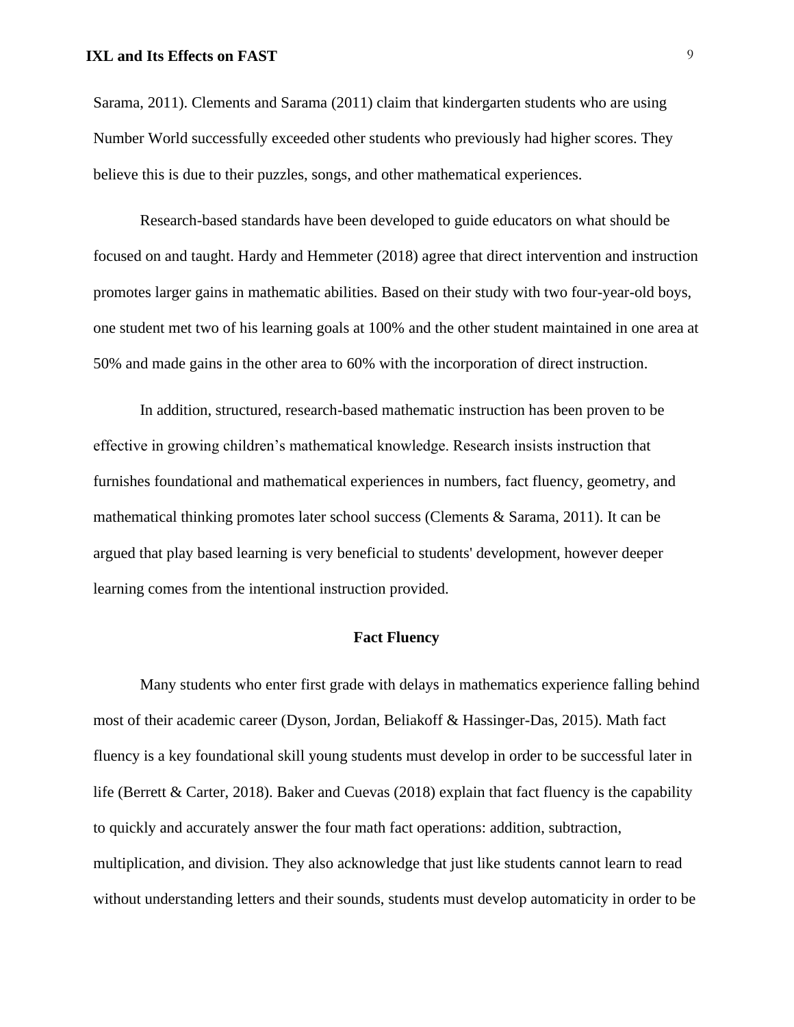Sarama, 2011). Clements and Sarama (2011) claim that kindergarten students who are using Number World successfully exceeded other students who previously had higher scores. They believe this is due to their puzzles, songs, and other mathematical experiences.

Research-based standards have been developed to guide educators on what should be focused on and taught. Hardy and Hemmeter (2018) agree that direct intervention and instruction promotes larger gains in mathematic abilities. Based on their study with two four-year-old boys, one student met two of his learning goals at 100% and the other student maintained in one area at 50% and made gains in the other area to 60% with the incorporation of direct instruction.

In addition, structured, research-based mathematic instruction has been proven to be effective in growing children's mathematical knowledge. Research insists instruction that furnishes foundational and mathematical experiences in numbers, fact fluency, geometry, and mathematical thinking promotes later school success (Clements & Sarama, 2011). It can be argued that play based learning is very beneficial to students' development, however deeper learning comes from the intentional instruction provided.

## Fact Fluency

Many students who enter first grade with delays in mathematics experience falling behind most of their academic career (Dyson, Jordan, Beliakoff & Hassinger-Das, 2015). Math fact fluency is a key foundational skill young students must develop in order to be successful later in life (Berrett & Carter, 2018). Baker and Cuevas (2018) explain that fact fluency is the capability to quickly and accurately answer the four math fact operations: addition, subtraction, multiplication, and division. They also acknowledge that just like students cannot learn to read without understanding letters and their sounds, students must develop automaticity in order to be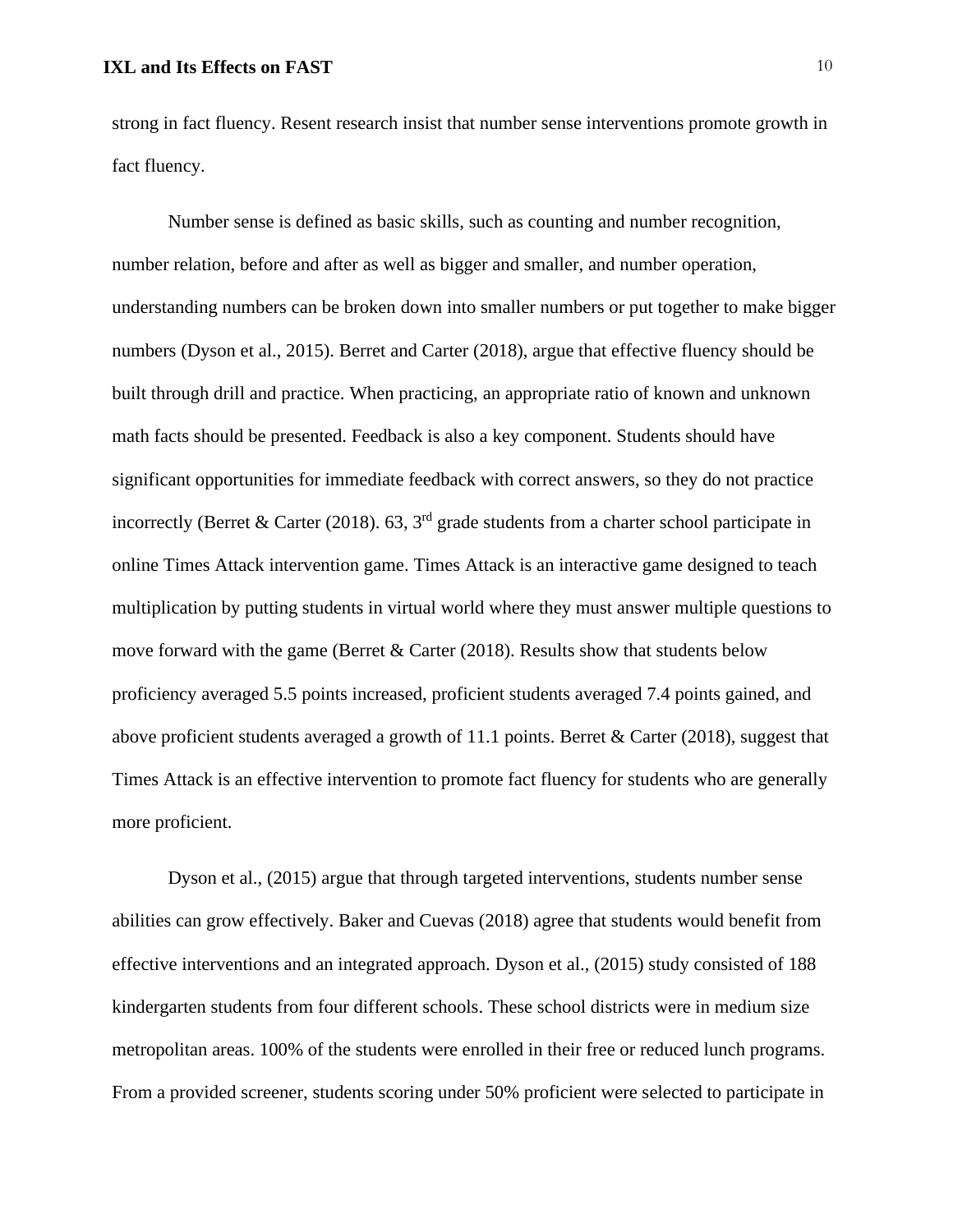strong in fact fluency. Resent research insist that number sense interventions promote growth in fact fluency.

Number sense is defined as basic skills, such as counting and number recognition, number relation, before and after as well as bigger and smaller, and number operation, understanding numbers can be broken down into smaller numbers or put together to make bigger numbers (Dyson et al., 2015). Berret and Carter (2018), argue that effective fluency should be built through drill and practice. When practicing, an appropriate ratio of known and unknown math facts should be presented. Feedback is also a key component. Students should have significant opportunities for immediate feedback with correct answers, so they do not practice incorrectly (Berret & Carter (2018). 63, 3rd grade students from a charter school participate in online Times Attack intervention game. Times Attack is an interactive game designed to teach multiplication by putting students in virtual world where they must answer multiple questions to move forward with the game (Berret & Carter (2018). Results show that students below proficiency averaged 5.5 points increased, proficient students averaged 7.4 points gained, and above proficient students averaged a growth of 11.1 points. Berret & Carter (2018), suggest that Times Attack is an effective intervention to promote fact fluency for students who are generally more proficient.

Dyson et al., (2015) argue that through targeted interventions, students number sense abilities can grow effectively. Baker and Cuevas (2018) agree that students would benefit from effective interventions and an integrated approach. Dyson et al., (2015) study consisted of 188 kindergarten students from four different schools. These school districts were in medium size metropolitan areas. 100% of the students were enrolled in their free or reduced lunch programs. From a provided screener, students scoring under 50% proficient were selected to participate in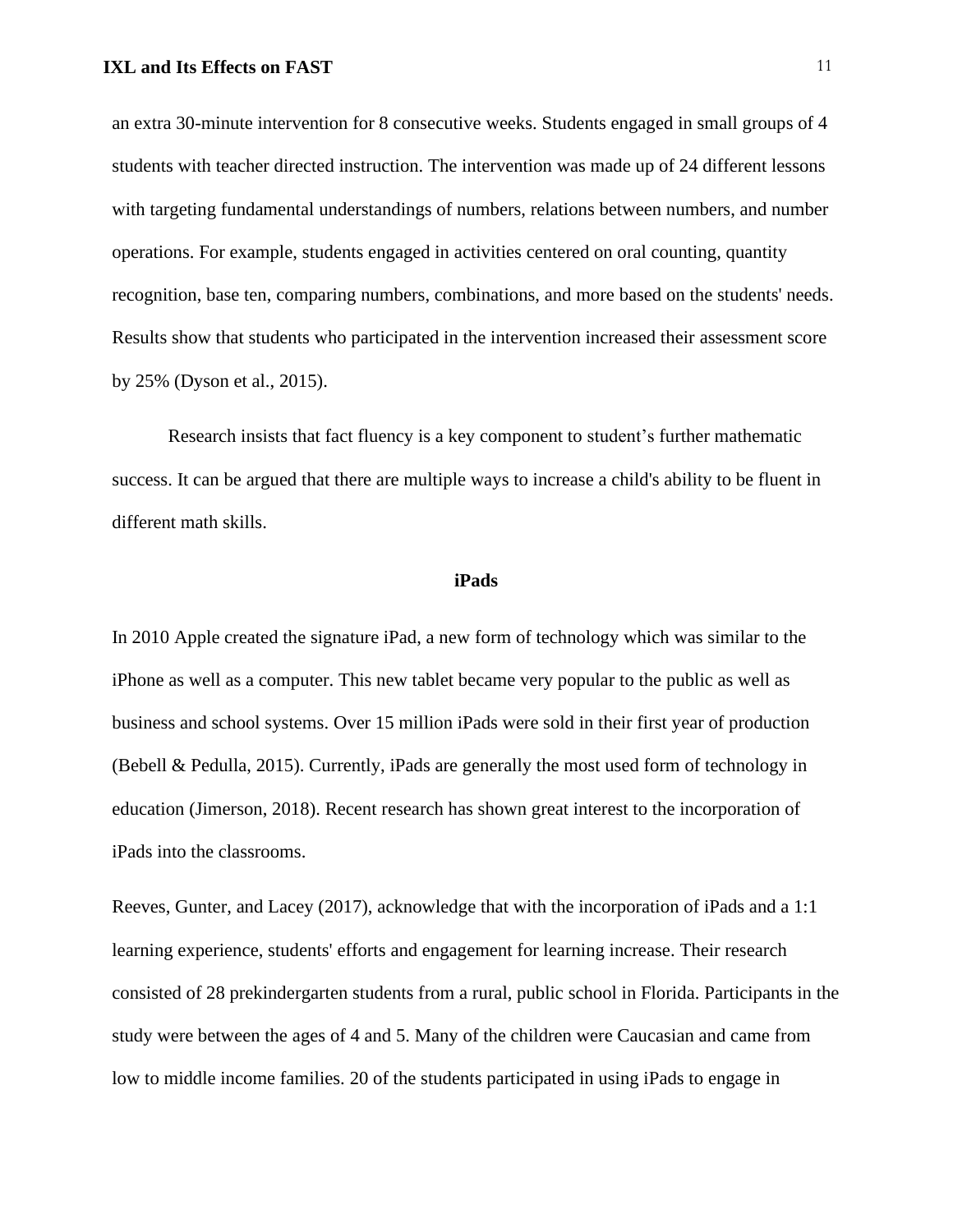an extra 30-minute intervention for 8 consecutive weeks. Students engaged in small groups of 4 students with teacher directed instruction. The intervention was made up of 24 different lessons with targeting fundamental understandings of numbers, relations between numbers, and number operations. For example, students engaged in activities centered on oral counting, quantity recognition, base ten, comparing numbers, combinations, and more based on the students' needs. Results show that students who participated in the intervention increased their assessment score by 25% (Dyson et al., 2015).

Research insists that fact fluency is a key component to student's further mathematic success. It can be argued that there are multiple ways to increase a child's ability to be fluent in different math skills.

## iPads

In 2010 Apple created the signature iPad, a new form of technology which was similar to the iPhone as well as a computer. This new tablet became very popular to the public as well as business and school systems. Over 15 million iPads were sold in their first year of production (Bebell & Pedulla, 2015). Currently, iPads are generally the most used form of technology in education (Jimerson, 2018). Recent research has shown great interest to the incorporation of iPads into the classrooms.

Reeves, Gunter, and Lacey (2017), acknowledge that with the incorporation of iPads and a 1:1 learning experience, students' efforts and engagement for learning increase. Their research consisted of 28 prekindergarten students from a rural, public school in Florida. Participants in the study were between the ages of 4 and 5. Many of the children were Caucasian and came from low to middle income families. 20 of the students participated in using iPads to engage in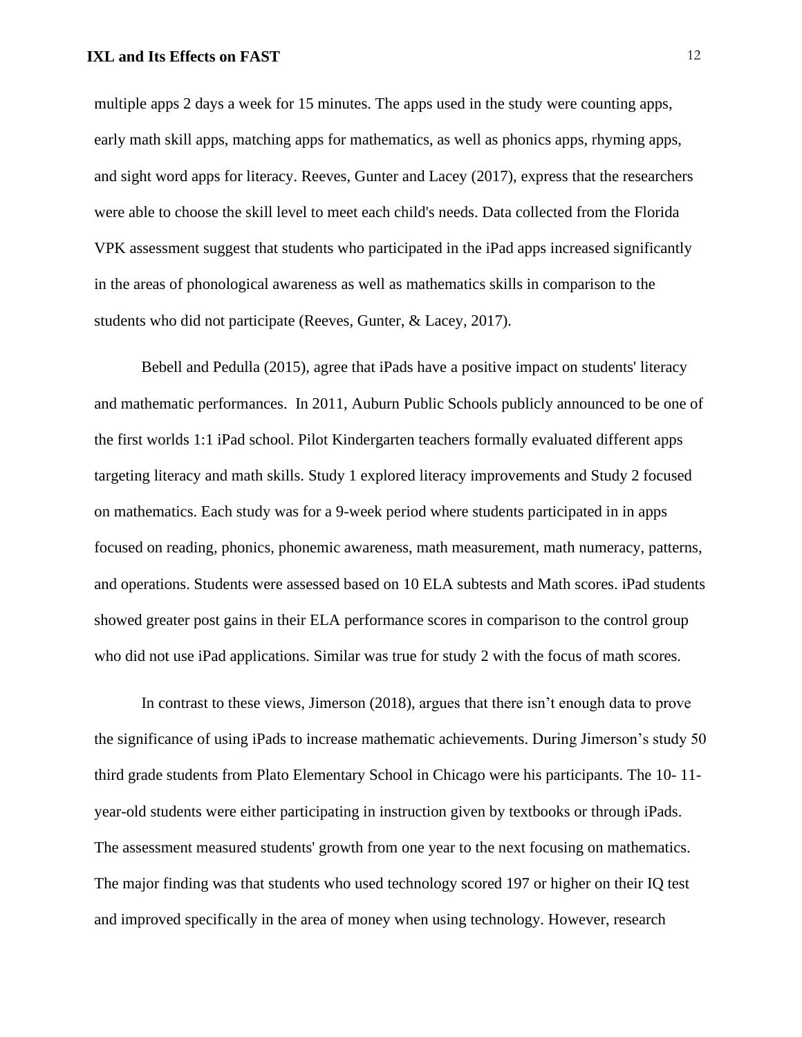multiple apps 2 days a week for 15 minutes. The apps used in the study were counting apps, early math skill apps, matching apps for mathematics, as well as phonics apps, rhyming apps, and sight word apps for literacy. Reeves, Gunter and Lacey (2017), express that the researchers were able to choose the skill level to meet each child's needs. Data collected from the Florida VPK assessment suggest that students who participated in the iPad apps increased significantly in the areas of phonological awareness as well as mathematics skills in comparison to the students who did not participate (Reeves, Gunter, & Lacey, 2017).

Bebell and Pedulla (2015), agree that iPads have a positive impact on students' literacy and mathematic performances. In 2011, Auburn Public Schools publicly announced to be one of the first worlds 1:1 iPad school. Pilot Kindergarten teachers formally evaluated different apps targeting literacy and math skills. Study 1 explored literacy improvements and Study 2 focused on mathematics. Each study was for a 9-week period where students participated in in apps focused on reading, phonics, phonemic awareness, math measurement, math numeracy, patterns, and operations. Students were assessed based on 10 ELA subtests and Math scores. iPad students showed greater post gains in their ELA performance scores in comparison to the control group who did not use iPad applications. Similar was true for study 2 with the focus of math scores.

In contrast to these views, Jimerson (2018), argues that there isn't enough data to prove the significance of using iPads to increase mathematic achievements. During Jimerson's study 50 third grade students from Plato Elementary School in Chicago were his participants. The 10- 11-year-old students were either participating in instruction given by textbooks or through iPads. The assessment measured students' growth from one year to the next focusing on mathematics. The major finding was that students who used technology scored 197 or higher on their IQ test and improved specifically in the area of money when using technology. However, research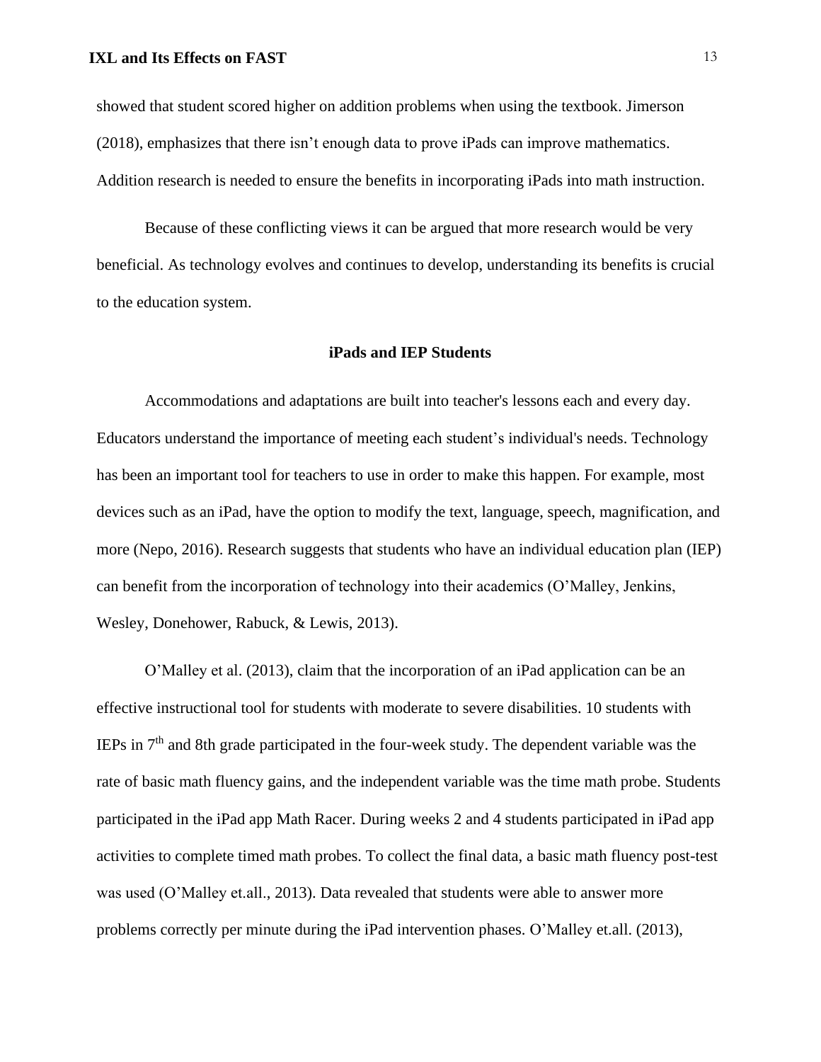showed that student scored higher on addition problems when using the textbook. Jimerson (2018), emphasizes that there isn't enough data to prove iPads can improve mathematics. Addition research is needed to ensure the benefits in incorporating iPads into math instruction.

Because of these conflicting views it can be argued that more research would be very beneficial. As technology evolves and continues to develop, understanding its benefits is crucial to the education system.

## iPads and IEP Students

Accommodations and adaptations are built into teacher's lessons each and every day. Educators understand the importance of meeting each student's individual's needs. Technology has been an important tool for teachers to use in order to make this happen. For example, most devices such as an iPad, have the option to modify the text, language, speech, magnification, and more (Nepo, 2016). Research suggests that students who have an individual education plan (IEP) can benefit from the incorporation of technology into their academics (O'Malley, Jenkins, Wesley, Donehower, Rabuck, & Lewis, 2013).

O'Malley et al. (2013), claim that the incorporation of an iPad application can be an effective instructional tool for students with moderate to severe disabilities. 10 students with IEPs in 7th and 8th grade participated in the four-week study. The dependent variable was the rate of basic math fluency gains, and the independent variable was the time math probe. Students participated in the iPad app Math Racer. During weeks 2 and 4 students participated in iPad app activities to complete timed math probes. To collect the final data, a basic math fluency post-test was used (O'Malley et.all., 2013). Data revealed that students were able to answer more problems correctly per minute during the iPad intervention phases. O'Malley et.all. (2013),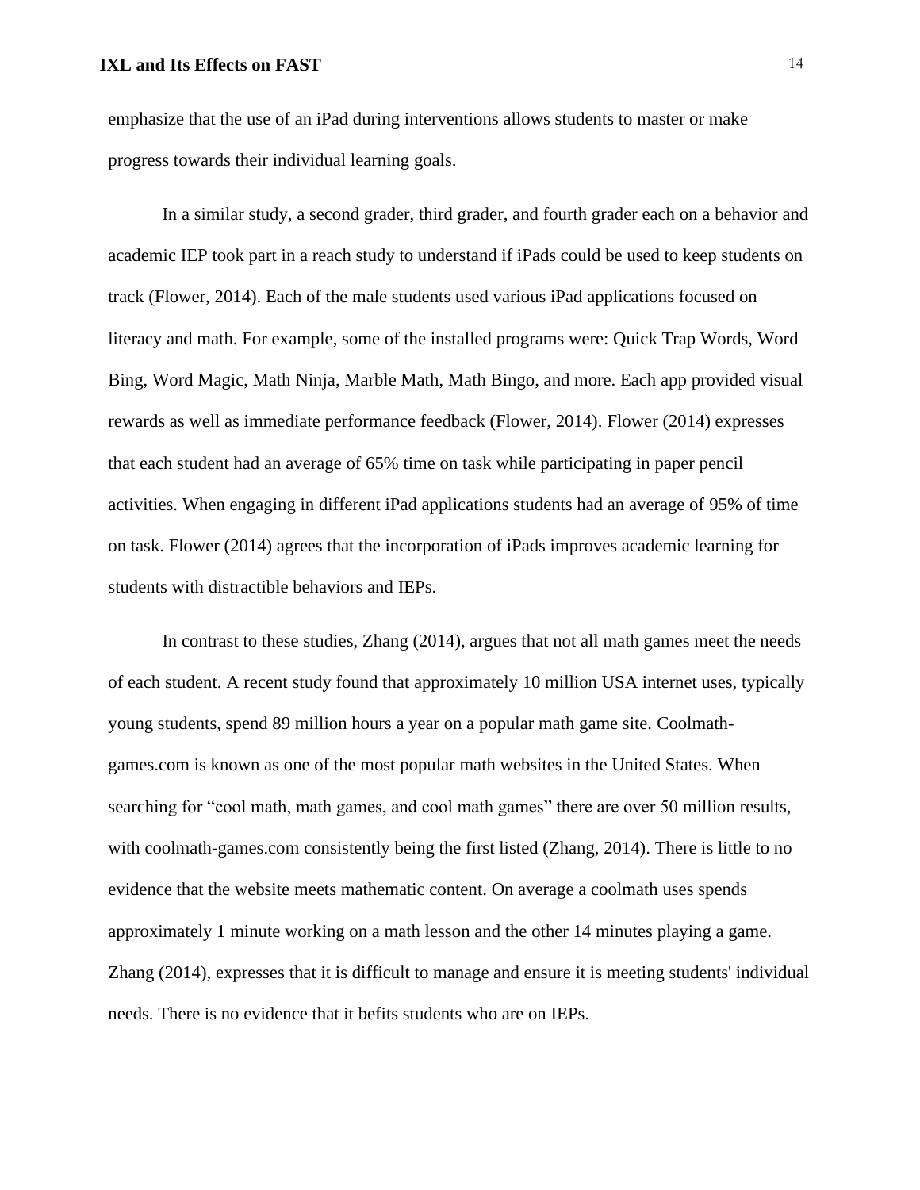emphasize that the use of an iPad during interventions allows students to master or make progress towards their individual learning goals.

In a similar study, a second grader, third grader, and fourth grader each on a behavior and academic IEP took part in a reach study to understand if iPads could be used to keep students on track (Flower, 2014). Each of the male students used various iPad applications focused on literacy and math. For example, some of the installed programs were: Quick Trap Words, Word Bing, Word Magic, Math Ninja, Marble Math, Math Bingo, and more. Each app provided visual rewards as well as immediate performance feedback (Flower, 2014). Flower (2014) expresses that each student had an average of 65% time on task while participating in paper pencil activities. When engaging in different iPad applications students had an average of 95% of time on task. Flower (2014) agrees that the incorporation of iPads improves academic learning for students with distractible behaviors and IEPs.

In contrast to these studies, Zhang (2014), argues that not all math games meet the needs of each student. A recent study found that approximately 10 million USA internet uses, typically young students, spend 89 million hours a year on a popular math game site. Coolmath-games.com is known as one of the most popular math websites in the United States. When searching for "cool math, math games, and cool math games" there are over 50 million results, with coolmath-games.com consistently being the first listed (Zhang, 2014). There is little to no evidence that the website meets mathematic content. On average a coolmath uses spends approximately 1 minute working on a math lesson and the other 14 minutes playing a game. Zhang (2014), expresses that it is difficult to manage and ensure it is meeting students' individual needs. There is no evidence that it befits students who are on IEPs.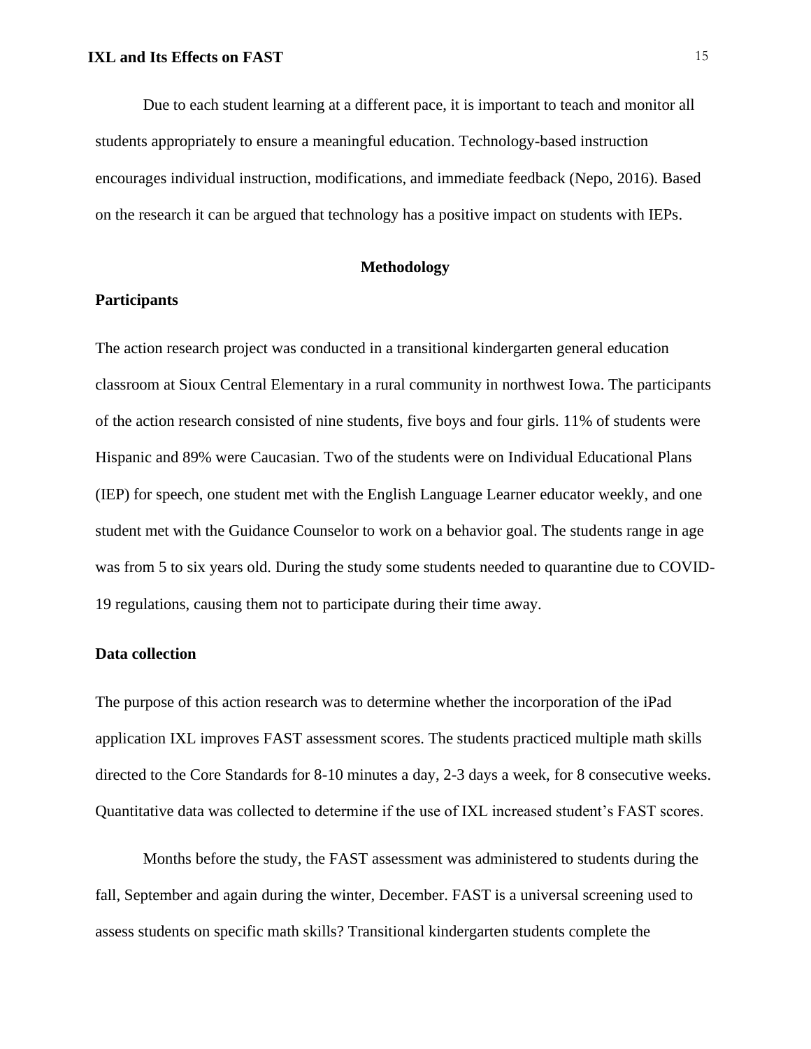Due to each student learning at a different pace, it is important to teach and monitor all students appropriately to ensure a meaningful education. Technology-based instruction encourages individual instruction, modifications, and immediate feedback (Nepo, 2016). Based on the research it can be argued that technology has a positive impact on students with IEPs.

## Methodology

### Participants

The action research project was conducted in a transitional kindergarten general education classroom at Sioux Central Elementary in a rural community in northwest Iowa. The participants of the action research consisted of nine students, five boys and four girls. 11% of students were Hispanic and 89% were Caucasian. Two of the students were on Individual Educational Plans (IEP) for speech, one student met with the English Language Learner educator weekly, and one student met with the Guidance Counselor to work on a behavior goal. The students range in age was from 5 to six years old. During the study some students needed to quarantine due to COVID-19 regulations, causing them not to participate during their time away.

### Data collection

The purpose of this action research was to determine whether the incorporation of the iPad application IXL improves FAST assessment scores. The students practiced multiple math skills directed to the Core Standards for 8-10 minutes a day, 2-3 days a week, for 8 consecutive weeks. Quantitative data was collected to determine if the use of IXL increased student's FAST scores.

Months before the study, the FAST assessment was administered to students during the fall, September and again during the winter, December. FAST is a universal screening used to assess students on specific math skills? Transitional kindergarten students complete the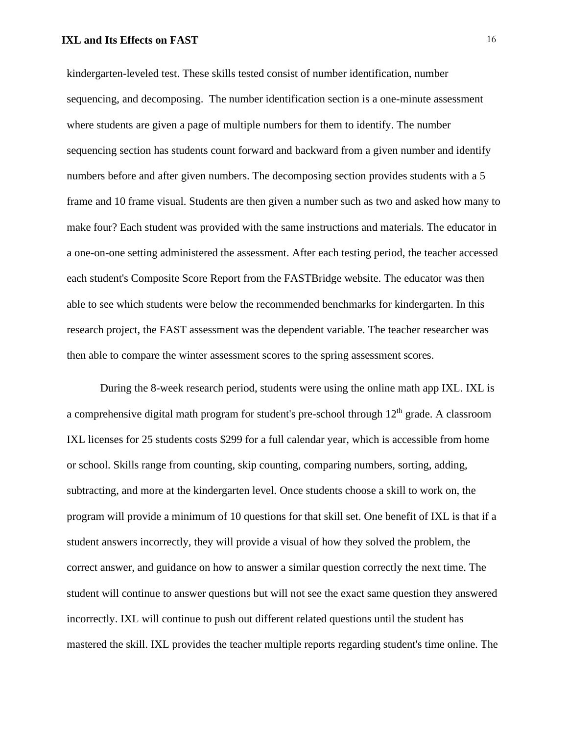kindergarten-leveled test. These skills tested consist of number identification, number sequencing, and decomposing.  The number identification section is a one-minute assessment where students are given a page of multiple numbers for them to identify. The number sequencing section has students count forward and backward from a given number and identify numbers before and after given numbers. The decomposing section provides students with a 5 frame and 10 frame visual. Students are then given a number such as two and asked how many to make four? Each student was provided with the same instructions and materials. The educator in a one-on-one setting administered the assessment. After each testing period, the teacher accessed each student's Composite Score Report from the FASTBridge website. The educator was then able to see which students were below the recommended benchmarks for kindergarten. In this research project, the FAST assessment was the dependent variable. The teacher researcher was then able to compare the winter assessment scores to the spring assessment scores.

During the 8-week research period, students were using the online math app IXL. IXL is a comprehensive digital math program for student's pre-school through 12th grade. A classroom IXL licenses for 25 students costs $299 for a full calendar year, which is accessible from home or school. Skills range from counting, skip counting, comparing numbers, sorting, adding, subtracting, and more at the kindergarten level. Once students choose a skill to work on, the program will provide a minimum of 10 questions for that skill set. One benefit of IXL is that if a student answers incorrectly, they will provide a visual of how they solved the problem, the correct answer, and guidance on how to answer a similar question correctly the next time. The student will continue to answer questions but will not see the exact same question they answered incorrectly. IXL will continue to push out different related questions until the student has mastered the skill. IXL provides the teacher multiple reports regarding student's time online. The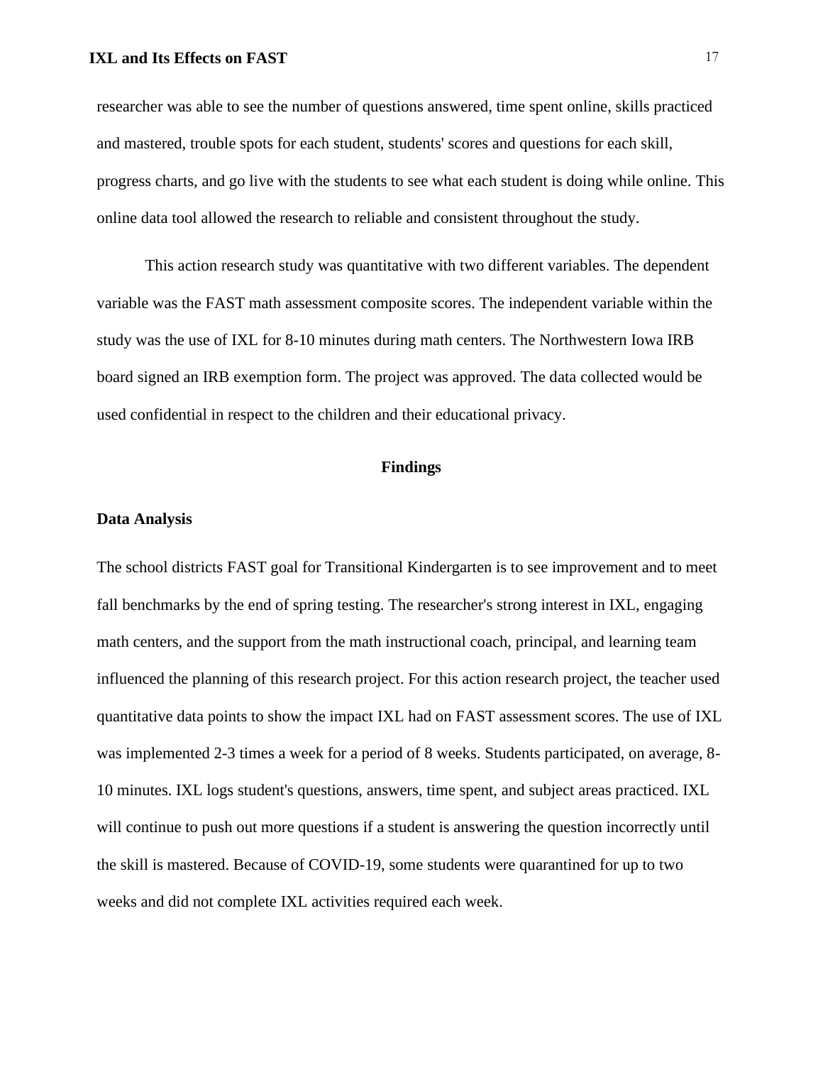researcher was able to see the number of questions answered, time spent online, skills practiced and mastered, trouble spots for each student, students' scores and questions for each skill, progress charts, and go live with the students to see what each student is doing while online. This online data tool allowed the research to reliable and consistent throughout the study.

This action research study was quantitative with two different variables. The dependent variable was the FAST math assessment composite scores. The independent variable within the study was the use of IXL for 8-10 minutes during math centers. The Northwestern Iowa IRB board signed an IRB exemption form. The project was approved. The data collected would be used confidential in respect to the children and their educational privacy.

## Findings

### Data Analysis

The school districts FAST goal for Transitional Kindergarten is to see improvement and to meet fall benchmarks by the end of spring testing. The researcher's strong interest in IXL, engaging math centers, and the support from the math instructional coach, principal, and learning team influenced the planning of this research project. For this action research project, the teacher used quantitative data points to show the impact IXL had on FAST assessment scores. The use of IXL was implemented 2-3 times a week for a period of 8 weeks. Students participated, on average, 8-10 minutes. IXL logs student's questions, answers, time spent, and subject areas practiced. IXL will continue to push out more questions if a student is answering the question incorrectly until the skill is mastered. Because of COVID-19, some students were quarantined for up to two weeks and did not complete IXL activities required each week.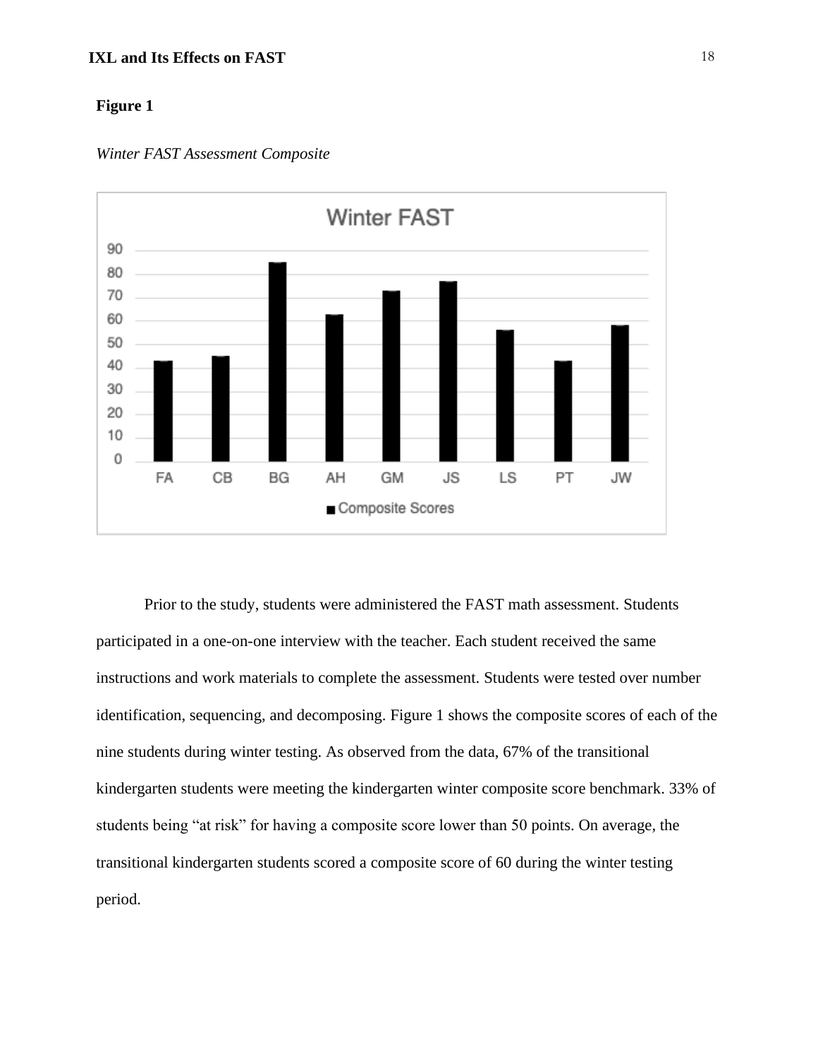**Figure 1**

*Winter FAST Assessment Composite*

Prior to the study, students were administered the FAST math assessment. Students participated in a one-on-one interview with the teacher. Each student received the same instructions and work materials to complete the assessment. Students were tested over number identification, sequencing, and decomposing. Figure 1 shows the composite scores of each of the nine students during winter testing. As observed from the data, 67% of the transitional kindergarten students were meeting the kindergarten winter composite score benchmark. 33% of students being "at risk" for having a composite score lower than 50 points. On average, the transitional kindergarten students scored a composite score of 60 during the winter testing period.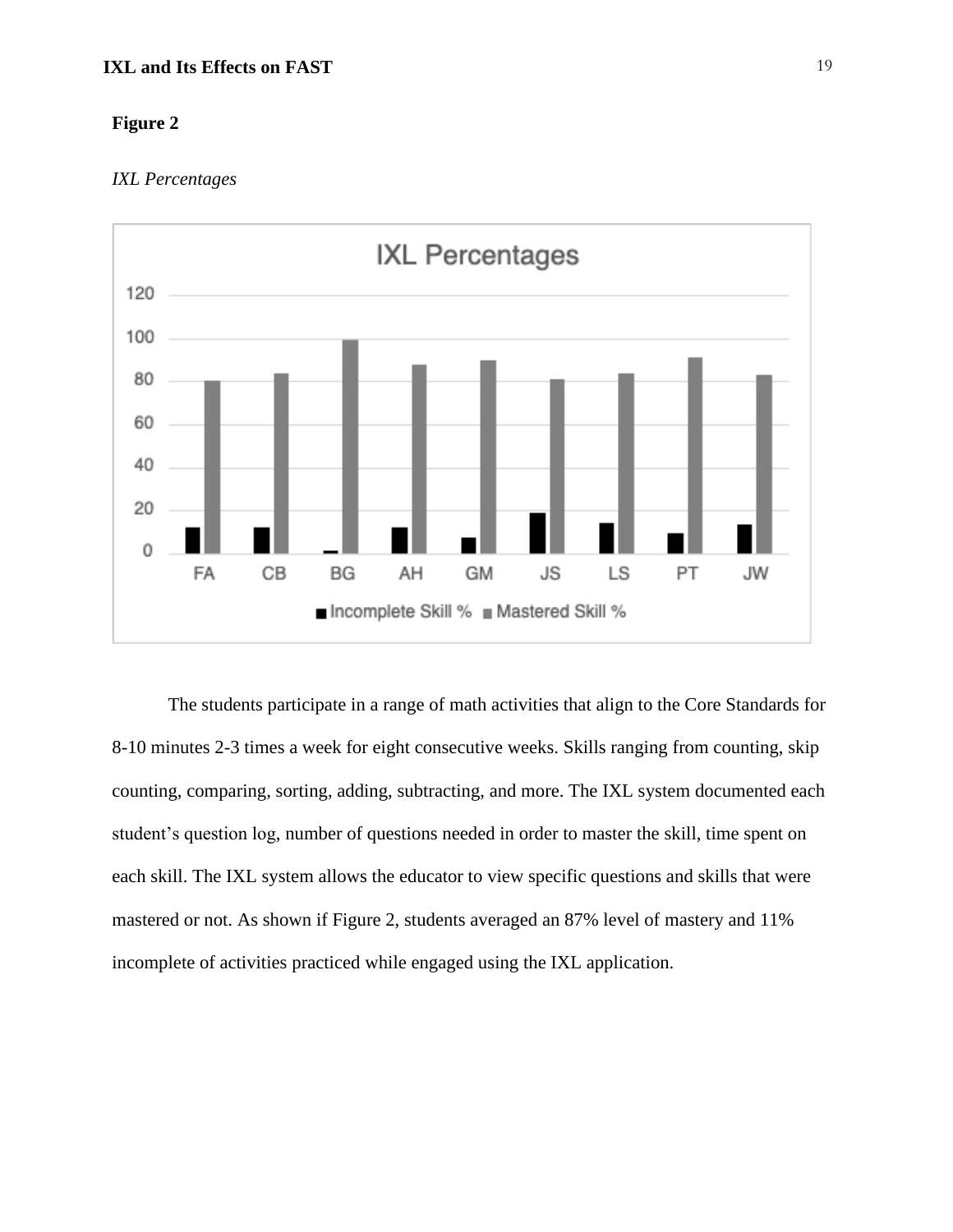**Figure 2**

*IXL Percentages*

The students participate in a range of math activities that align to the Core Standards for 8-10 minutes 2-3 times a week for eight consecutive weeks. Skills ranging from counting, skip counting, comparing, sorting, adding, subtracting, and more. The IXL system documented each student's question log, number of questions needed in order to master the skill, time spent on each skill. The IXL system allows the educator to view specific questions and skills that were mastered or not. As shown if Figure 2, students averaged an 87% level of mastery and 11% incomplete of activities practiced while engaged using the IXL application.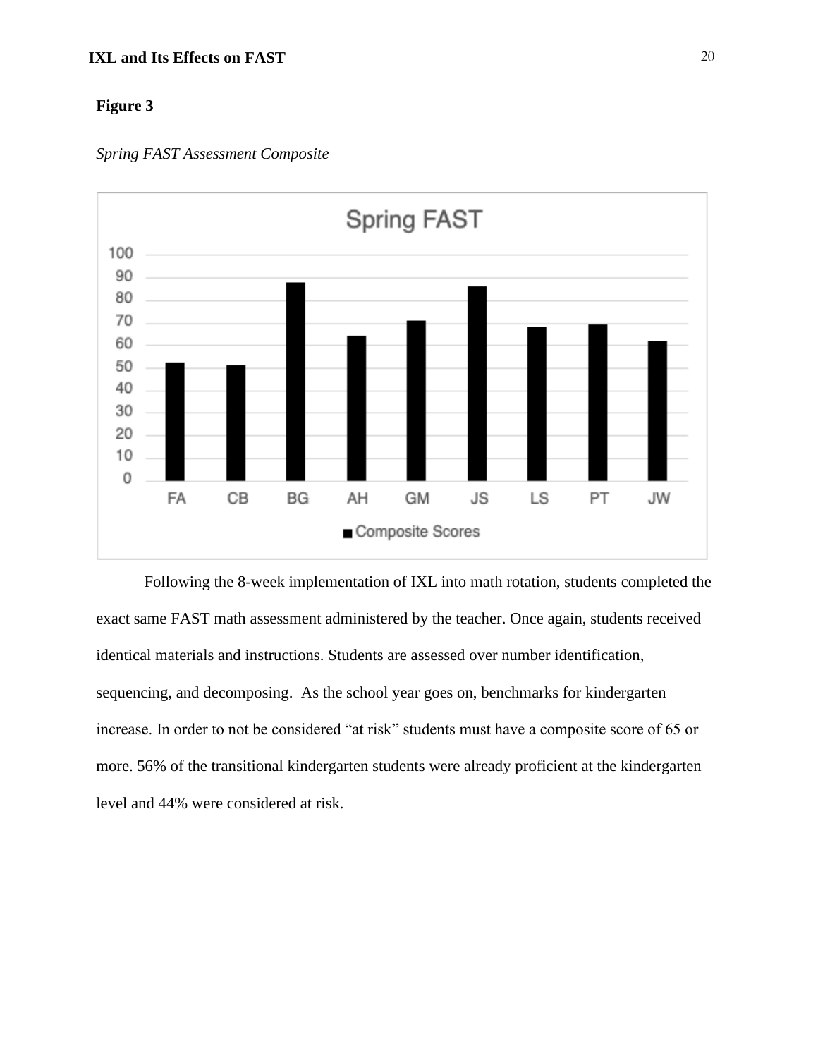**Figure 3**

*Spring FAST Assessment Composite*

Following the 8-week implementation of IXL into math rotation, students completed the exact same FAST math assessment administered by the teacher. Once again, students received identical materials and instructions. Students are assessed over number identification, sequencing, and decomposing. As the school year goes on, benchmarks for kindergarten increase. In order to not be considered "at risk" students must have a composite score of 65 or more. 56% of the transitional kindergarten students were already proficient at the kindergarten level and 44% were considered at risk.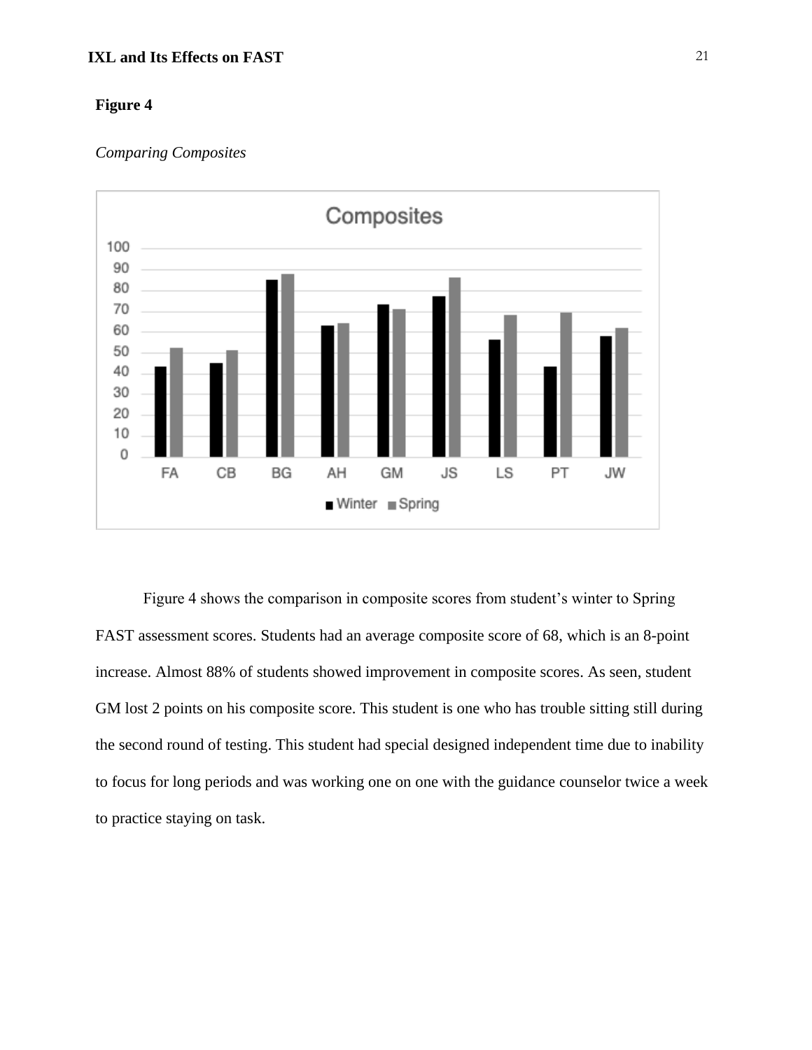**Figure 4**

*Comparing Composites*

Figure 4 shows the comparison in composite scores from student's winter to Spring FAST assessment scores. Students had an average composite score of 68, which is an 8-point increase. Almost 88% of students showed improvement in composite scores. As seen, student GM lost 2 points on his composite score. This student is one who has trouble sitting still during the second round of testing. This student had special designed independent time due to inability to focus for long periods and was working one on one with the guidance counselor twice a week to practice staying on task.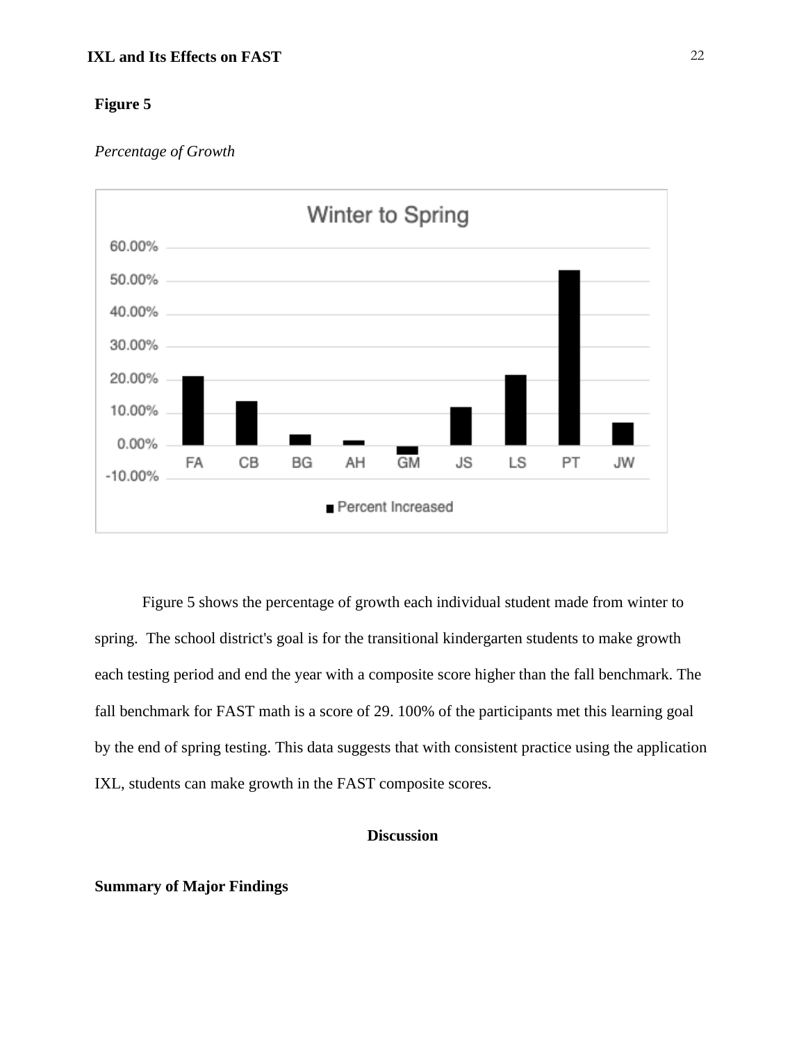**Figure 5**

*Percentage of Growth*

Figure 5 shows the percentage of growth each individual student made from winter to spring. The school district's goal is for the transitional kindergarten students to make growth each testing period and end the year with a composite score higher than the fall benchmark. The fall benchmark for FAST math is a score of 29. 100% of the participants met this learning goal by the end of spring testing. This data suggests that with consistent practice using the application IXL, students can make growth in the FAST composite scores.

## Discussion

### Summary of Major Findings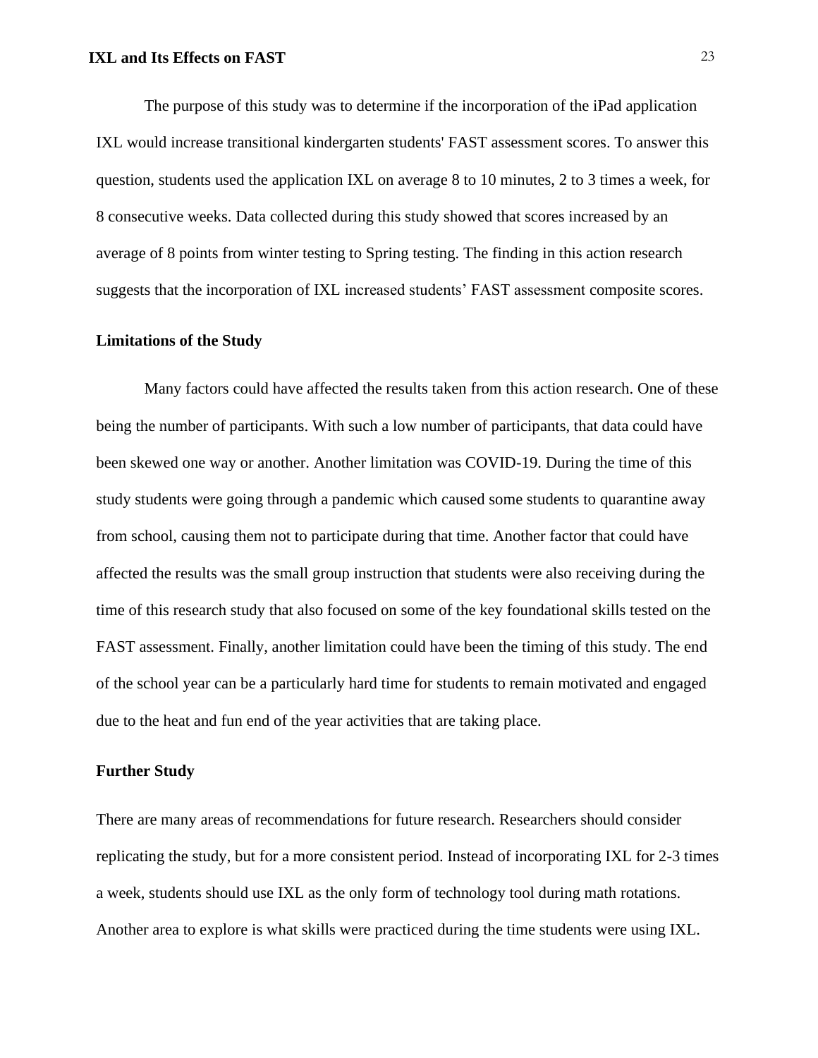The purpose of this study was to determine if the incorporation of the iPad application IXL would increase transitional kindergarten students' FAST assessment scores. To answer this question, students used the application IXL on average 8 to 10 minutes, 2 to 3 times a week, for 8 consecutive weeks. Data collected during this study showed that scores increased by an average of 8 points from winter testing to Spring testing. The finding in this action research suggests that the incorporation of IXL increased students' FAST assessment composite scores.

## Limitations of the Study

Many factors could have affected the results taken from this action research. One of these being the number of participants. With such a low number of participants, that data could have been skewed one way or another. Another limitation was COVID-19. During the time of this study students were going through a pandemic which caused some students to quarantine away from school, causing them not to participate during that time. Another factor that could have affected the results was the small group instruction that students were also receiving during the time of this research study that also focused on some of the key foundational skills tested on the FAST assessment. Finally, another limitation could have been the timing of this study. The end of the school year can be a particularly hard time for students to remain motivated and engaged due to the heat and fun end of the year activities that are taking place.

## Further Study

There are many areas of recommendations for future research. Researchers should consider replicating the study, but for a more consistent period. Instead of incorporating IXL for 2-3 times a week, students should use IXL as the only form of technology tool during math rotations. Another area to explore is what skills were practiced during the time students were using IXL.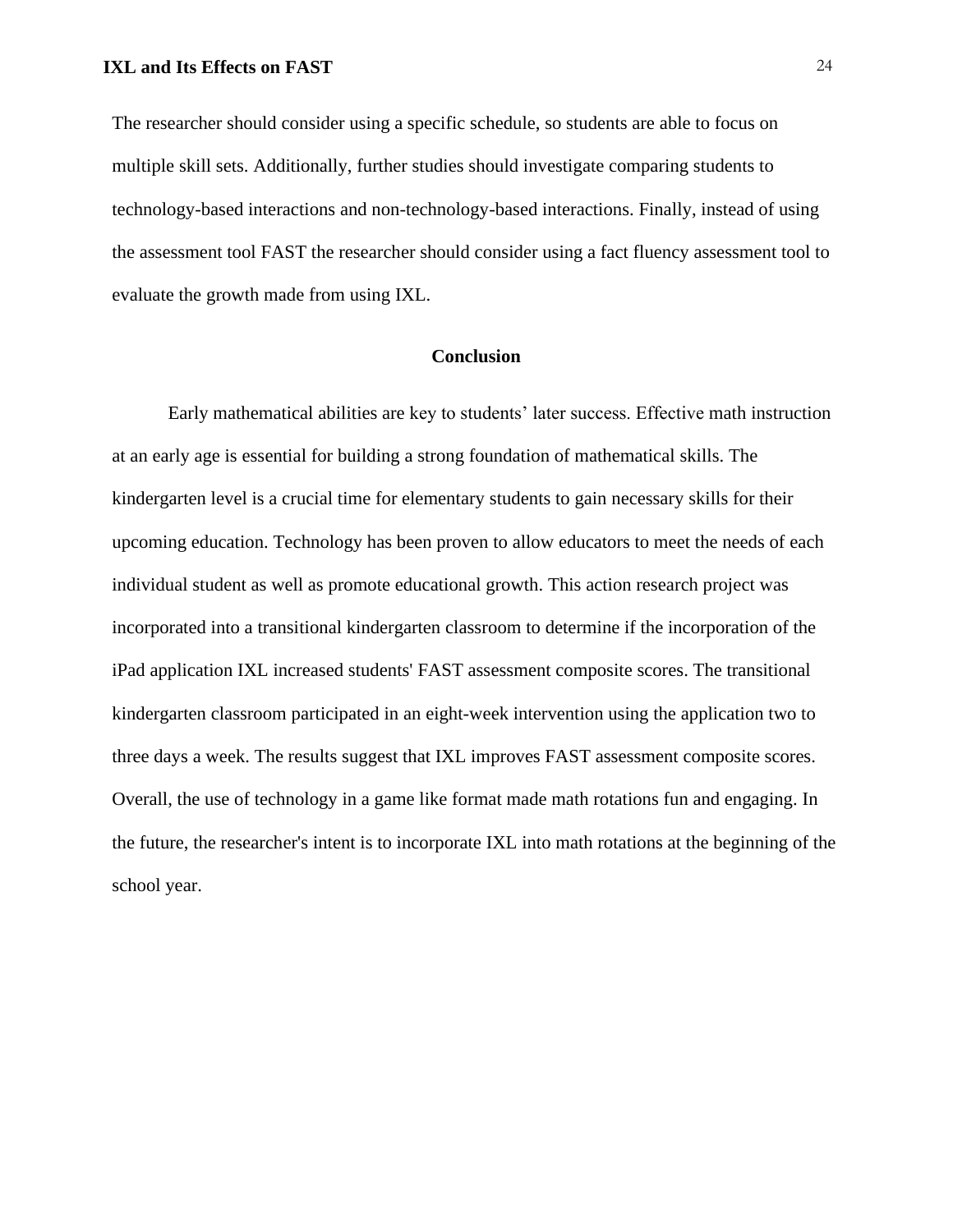The researcher should consider using a specific schedule, so students are able to focus on multiple skill sets. Additionally, further studies should investigate comparing students to technology-based interactions and non-technology-based interactions. Finally, instead of using the assessment tool FAST the researcher should consider using a fact fluency assessment tool to evaluate the growth made from using IXL.

## Conclusion

Early mathematical abilities are key to students' later success. Effective math instruction at an early age is essential for building a strong foundation of mathematical skills. The kindergarten level is a crucial time for elementary students to gain necessary skills for their upcoming education. Technology has been proven to allow educators to meet the needs of each individual student as well as promote educational growth. This action research project was incorporated into a transitional kindergarten classroom to determine if the incorporation of the iPad application IXL increased students' FAST assessment composite scores. The transitional kindergarten classroom participated in an eight-week intervention using the application two to three days a week. The results suggest that IXL improves FAST assessment composite scores. Overall, the use of technology in a game like format made math rotations fun and engaging. In the future, the researcher's intent is to incorporate IXL into math rotations at the beginning of the school year.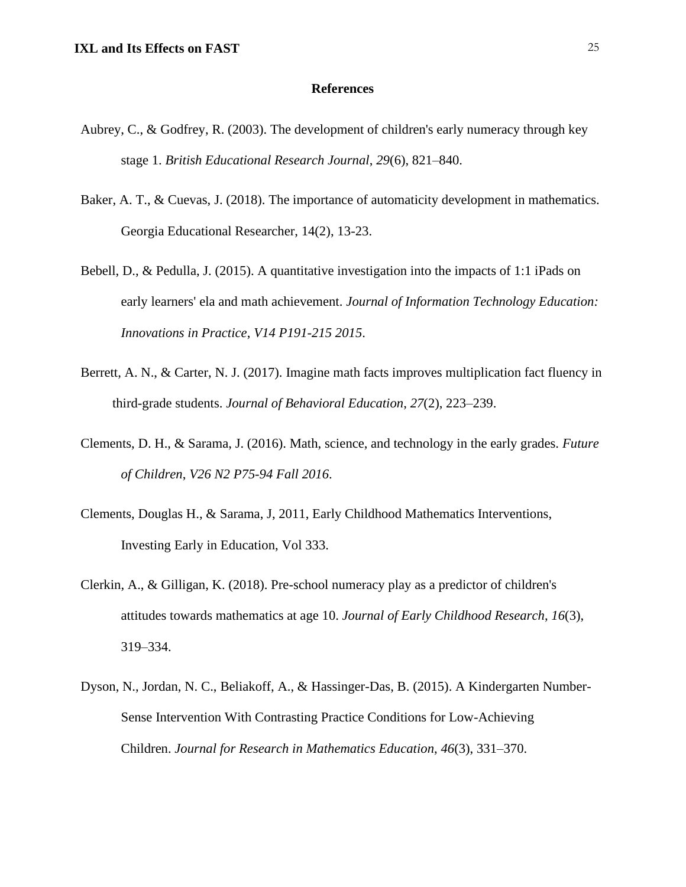## References

Aubrey, C., & Godfrey, R. (2003). The development of children's early numeracy through key stage 1. *British Educational Research Journal*, *29*(6), 821–840.

Baker, A. T., & Cuevas, J. (2018). The importance of automaticity development in mathematics. Georgia Educational Researcher, 14(2), 13-23.

Bebell, D., & Pedulla, J. (2015). A quantitative investigation into the impacts of 1:1 iPads on early learners' ela and math achievement. *Journal of Information Technology Education: Innovations in Practice*, *V14 P191-215 2015*.

Berrett, A. N., & Carter, N. J. (2017). Imagine math facts improves multiplication fact fluency in third-grade students. *Journal of Behavioral Education*, *27*(2), 223–239.

Clements, D. H., & Sarama, J. (2016). Math, science, and technology in the early grades. *Future of Children*, *V26 N2 P75-94 Fall 2016*.

Clements, Douglas H., & Sarama, J, 2011, Early Childhood Mathematics Interventions, Investing Early in Education, Vol 333.

Clerkin, A., & Gilligan, K. (2018). Pre-school numeracy play as a predictor of children's attitudes towards mathematics at age 10. *Journal of Early Childhood Research*, *16*(3), 319–334.

Dyson, N., Jordan, N. C., Beliakoff, A., & Hassinger-Das, B. (2015). A Kindergarten Number-Sense Intervention With Contrasting Practice Conditions for Low-Achieving Children. *Journal for Research in Mathematics Education*, *46*(3), 331–370.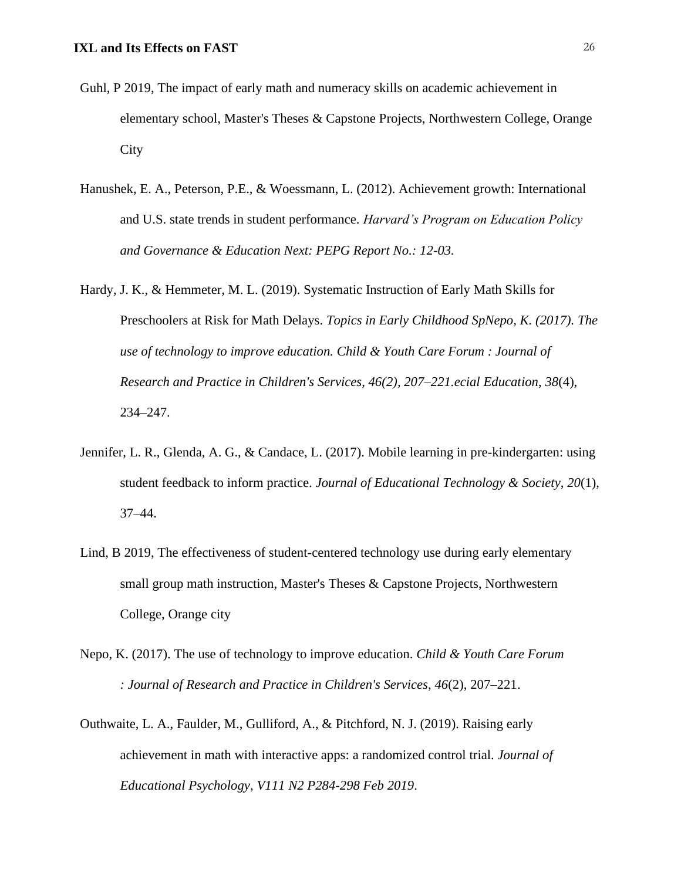Guhl, P 2019, The impact of early math and numeracy skills on academic achievement in elementary school, Master's Theses & Capstone Projects, Northwestern College, Orange City

Hanushek, E. A., Peterson, P.E., & Woessmann, L. (2012). Achievement growth: International and U.S. state trends in student performance. *Harvard's Program on Education Policy and Governance & Education Next: PEPG Report No.: 12-03.*

Hardy, J. K., & Hemmeter, M. L. (2019). Systematic Instruction of Early Math Skills for Preschoolers at Risk for Math Delays. *Topics in Early Childhood SpNepo, K. (2017). The use of technology to improve education. Child & Youth Care Forum : Journal of Research and Practice in Children's Services, 46(2), 207–221.ecial Education*, *38*(4), 234–247.

Jennifer, L. R., Glenda, A. G., & Candace, L. (2017). Mobile learning in pre-kindergarten: using student feedback to inform practice. *Journal of Educational Technology & Society*, *20*(1), 37–44.

Lind, B 2019, The effectiveness of student-centered technology use during early elementary small group math instruction, Master's Theses & Capstone Projects, Northwestern College, Orange city

Nepo, K. (2017). The use of technology to improve education. *Child & Youth Care Forum : Journal of Research and Practice in Children's Services*, *46*(2), 207–221.

Outhwaite, L. A., Faulder, M., Gulliford, A., & Pitchford, N. J. (2019). Raising early achievement in math with interactive apps: a randomized control trial. *Journal of Educational Psychology, V111 N2 P284-298 Feb 2019*.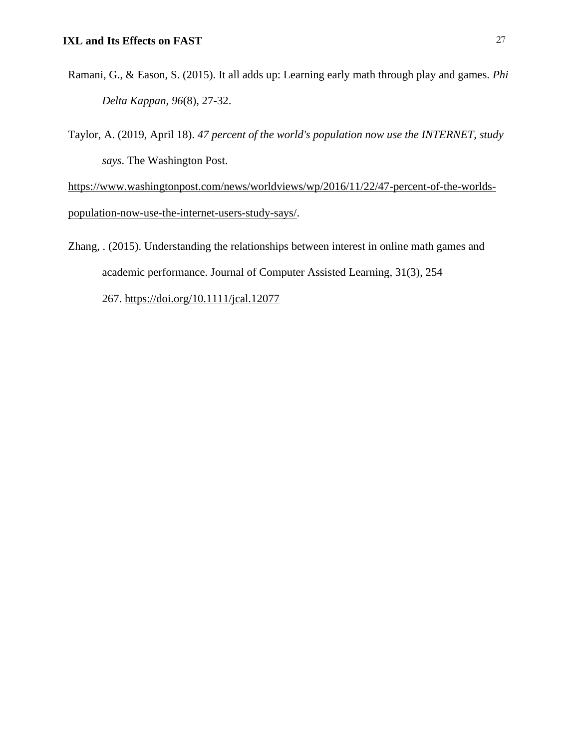Ramani, G., & Eason, S. (2015). It all adds up: Learning early math through play and games. *Phi Delta Kappan, 96*(8), 27-32.

Taylor, A. (2019, April 18). *47 percent of the world's population now use the INTERNET, study says*. The Washington Post.

https://www.washingtonpost.com/news/worldviews/wp/2016/11/22/47-percent-of-the-worlds-population-now-use-the-internet-users-study-says/.

Zhang, . (2015). Understanding the relationships between interest in online math games and academic performance. Journal of Computer Assisted Learning, 31(3), 254–267. https://doi.org/10.1111/jcal.12077